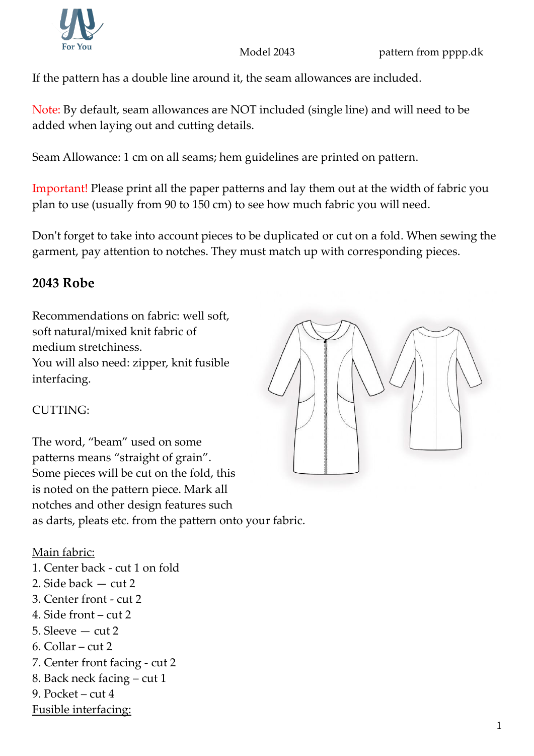For You

Model 2043 pattern from pppp.dk

If the pattern has a double line around it, the seam allowances are included.

Note: By default, seam allowances are NOT included (single line) and will need to be added when laying out and cutting details.

Seam Allowance: 1 cm on all seams; hem guidelines are printed on pattern.

Important! Please print all the paper patterns and lay them out at the width of fabric you plan to use (usually from 90 to 150 cm) to see how much fabric you will need.

Don't forget to take into account pieces to be duplicated or cut on a fold. When sewing the garment, pay attention to notches. They must match up with corresponding pieces.

## 2043 Robe

Recommendations on fabric: well soft, soft natural/mixed knit fabric of medium stretchiness.
You will also need: zipper, knit fusible interfacing.

CUTTING:

The word, "beam" used on some patterns means "straight of grain". Some pieces will be cut on the fold, this is noted on the pattern piece. Mark all notches and other design features such as darts, pleats etc. from the pattern onto your fabric.

Main fabric:

1. Center back - cut 1 on fold
2. Side back — cut 2
3. Center front - cut 2
4. Side front – cut 2
5. Sleeve — cut 2
6. Collar – cut 2
7. Center front facing - cut 2
8. Back neck facing – cut 1
9. Pocket – cut 4

Fusible interfacing: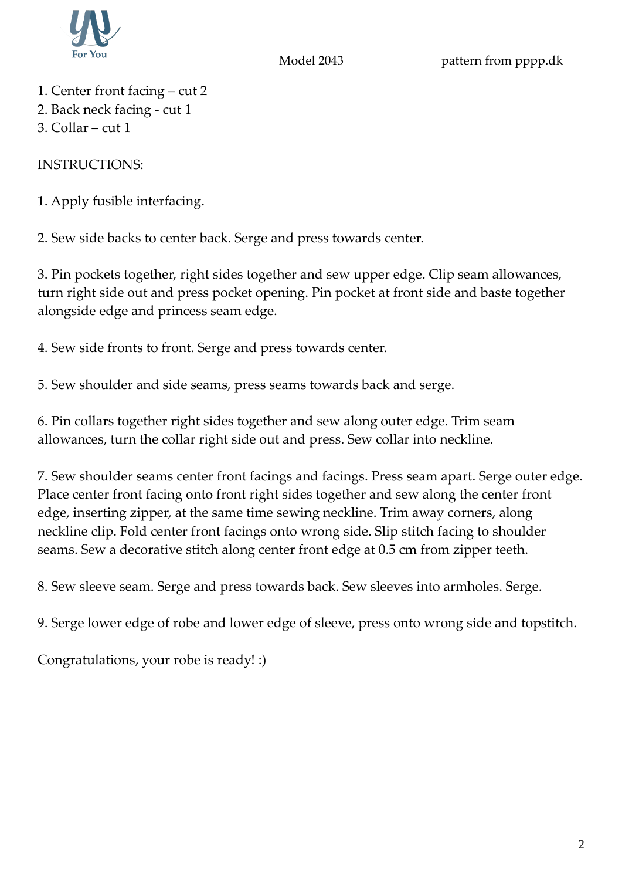Model 2043 pattern from pppp.dk

1. Center front facing – cut 2
2. Back neck facing - cut 1
3. Collar – cut 1

INSTRUCTIONS:

1. Apply fusible interfacing.

2. Sew side backs to center back. Serge and press towards center.

3. Pin pockets together, right sides together and sew upper edge. Clip seam allowances, turn right side out and press pocket opening. Pin pocket at front side and baste together alongside edge and princess seam edge.

4. Sew side fronts to front. Serge and press towards center.

5. Sew shoulder and side seams, press seams towards back and serge.

6. Pin collars together right sides together and sew along outer edge. Trim seam allowances, turn the collar right side out and press. Sew collar into neckline.

7. Sew shoulder seams center front facings and facings. Press seam apart. Serge outer edge. Place center front facing onto front right sides together and sew along the center front edge, inserting zipper, at the same time sewing neckline. Trim away corners, along neckline clip. Fold center front facings onto wrong side. Slip stitch facing to shoulder seams. Sew a decorative stitch along center front edge at 0.5 cm from zipper teeth.

8. Sew sleeve seam. Serge and press towards back. Sew sleeves into armholes. Serge.

9. Serge lower edge of robe and lower edge of sleeve, press onto wrong side and topstitch.

Congratulations, your robe is ready! :)